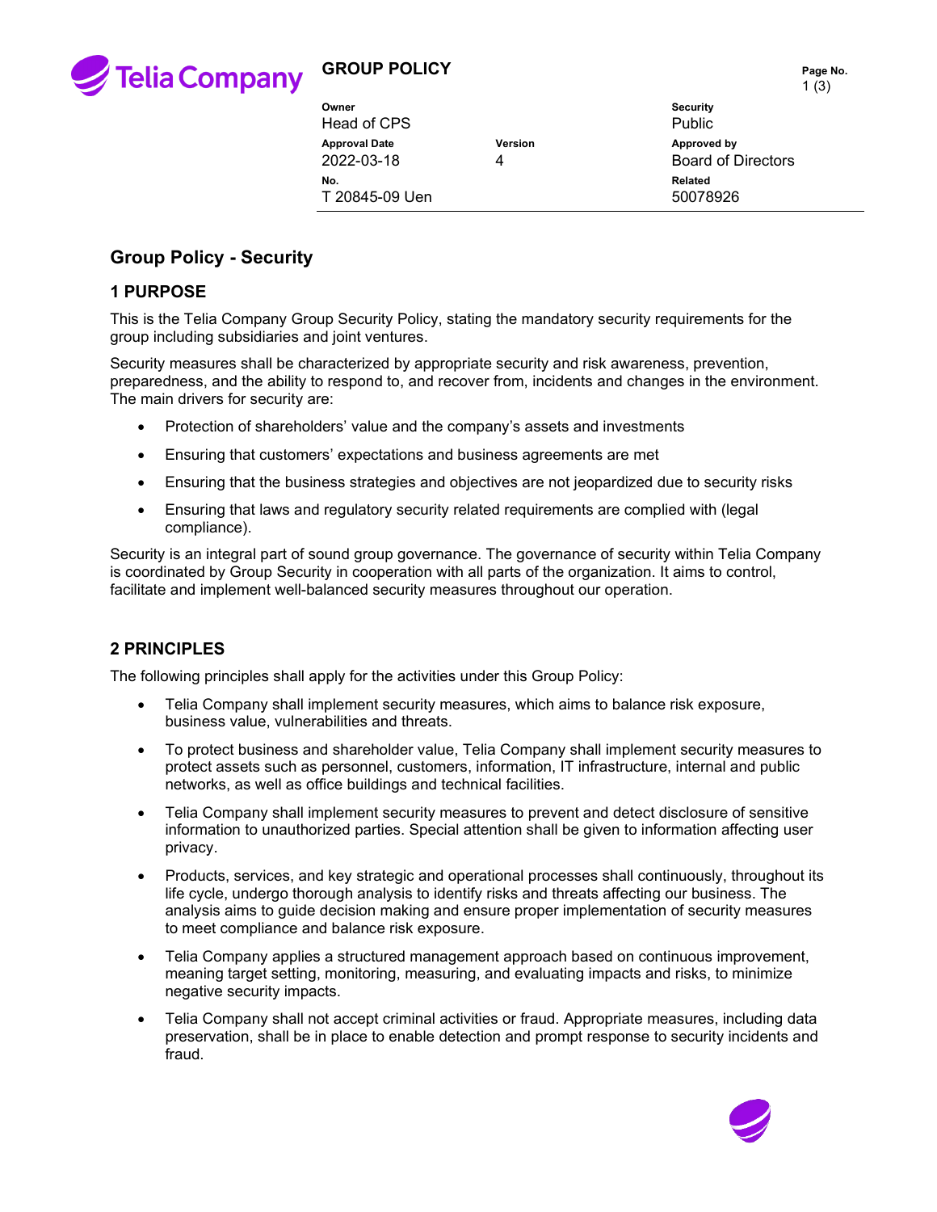Telia Company

**GROUP POLICY**

| Owner | | Security |
| --- | --- | --- |
| Head of CPS | | Public |
| **Approval Date** | **Version** | **Approved by** |
| 2022-03-18 | 4 | Board of Directors |
| **No.** | | **Related** |
| T 20845-09 Uen | | 50078926 |

# Group Policy - Security

## 1 PURPOSE

This is the Telia Company Group Security Policy, stating the mandatory security requirements for the group including subsidiaries and joint ventures.

Security measures shall be characterized by appropriate security and risk awareness, prevention, preparedness, and the ability to respond to, and recover from, incidents and changes in the environment. The main drivers for security are:

- Protection of shareholders' value and the company's assets and investments
- Ensuring that customers' expectations and business agreements are met
- Ensuring that the business strategies and objectives are not jeopardized due to security risks
- Ensuring that laws and regulatory security related requirements are complied with (legal compliance).

Security is an integral part of sound group governance. The governance of security within Telia Company is coordinated by Group Security in cooperation with all parts of the organization. It aims to control, facilitate and implement well-balanced security measures throughout our operation.

## 2 PRINCIPLES

The following principles shall apply for the activities under this Group Policy:

- Telia Company shall implement security measures, which aims to balance risk exposure, business value, vulnerabilities and threats.
- To protect business and shareholder value, Telia Company shall implement security measures to protect assets such as personnel, customers, information, IT infrastructure, internal and public networks, as well as office buildings and technical facilities.
- Telia Company shall implement security measures to prevent and detect disclosure of sensitive information to unauthorized parties. Special attention shall be given to information affecting user privacy.
- Products, services, and key strategic and operational processes shall continuously, throughout its life cycle, undergo thorough analysis to identify risks and threats affecting our business. The analysis aims to guide decision making and ensure proper implementation of security measures to meet compliance and balance risk exposure.
- Telia Company applies a structured management approach based on continuous improvement, meaning target setting, monitoring, measuring, and evaluating impacts and risks, to minimize negative security impacts.
- Telia Company shall not accept criminal activities or fraud. Appropriate measures, including data preservation, shall be in place to enable detection and prompt response to security incidents and fraud.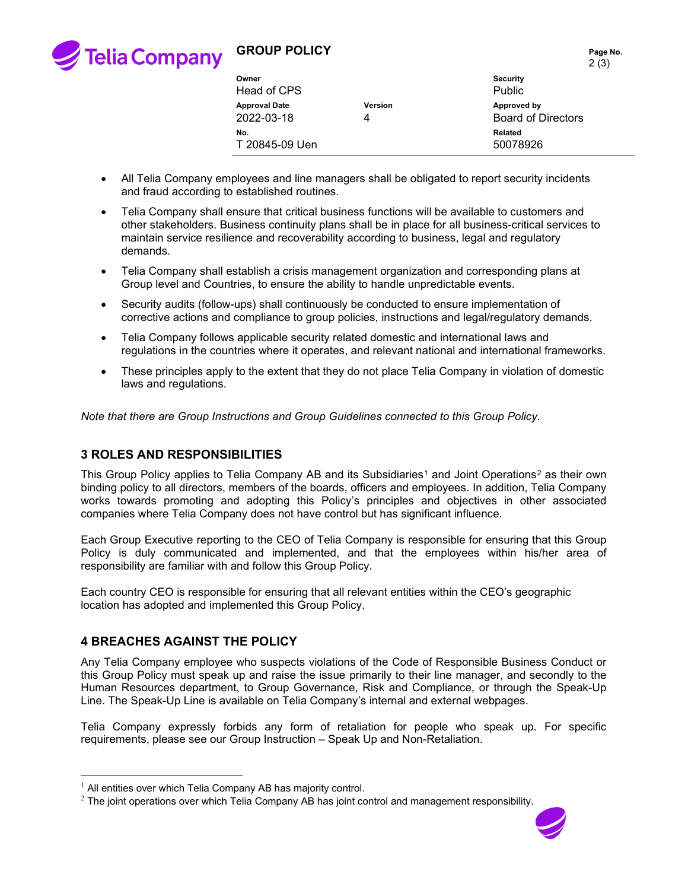- All Telia Company employees and line managers shall be obligated to report security incidents and fraud according to established routines.
- Telia Company shall ensure that critical business functions will be available to customers and other stakeholders. Business continuity plans shall be in place for all business-critical services to maintain service resilience and recoverability according to business, legal and regulatory demands.
- Telia Company shall establish a crisis management organization and corresponding plans at Group level and Countries, to ensure the ability to handle unpredictable events.
- Security audits (follow-ups) shall continuously be conducted to ensure implementation of corrective actions and compliance to group policies, instructions and legal/regulatory demands.
- Telia Company follows applicable security related domestic and international laws and regulations in the countries where it operates, and relevant national and international frameworks.
- These principles apply to the extent that they do not place Telia Company in violation of domestic laws and regulations.

*Note that there are Group Instructions and Group Guidelines connected to this Group Policy.*

## 3 ROLES AND RESPONSIBILITIES

This Group Policy applies to Telia Company AB and its Subsidiaries[1] and Joint Operations[2] as their own binding policy to all directors, members of the boards, officers and employees. In addition, Telia Company works towards promoting and adopting this Policy's principles and objectives in other associated companies where Telia Company does not have control but has significant influence.

Each Group Executive reporting to the CEO of Telia Company is responsible for ensuring that this Group Policy is duly communicated and implemented, and that the employees within his/her area of responsibility are familiar with and follow this Group Policy.

Each country CEO is responsible for ensuring that all relevant entities within the CEO's geographic location has adopted and implemented this Group Policy.

## 4 BREACHES AGAINST THE POLICY

Any Telia Company employee who suspects violations of the Code of Responsible Business Conduct or this Group Policy must speak up and raise the issue primarily to their line manager, and secondly to the Human Resources department, to Group Governance, Risk and Compliance, or through the Speak-Up Line. The Speak-Up Line is available on Telia Company's internal and external webpages.

Telia Company expressly forbids any form of retaliation for people who speak up. For specific requirements, please see our Group Instruction – Speak Up and Non-Retaliation.

---

[1] All entities over which Telia Company AB has majority control.

[2] The joint operations over which Telia Company AB has joint control and management responsibility.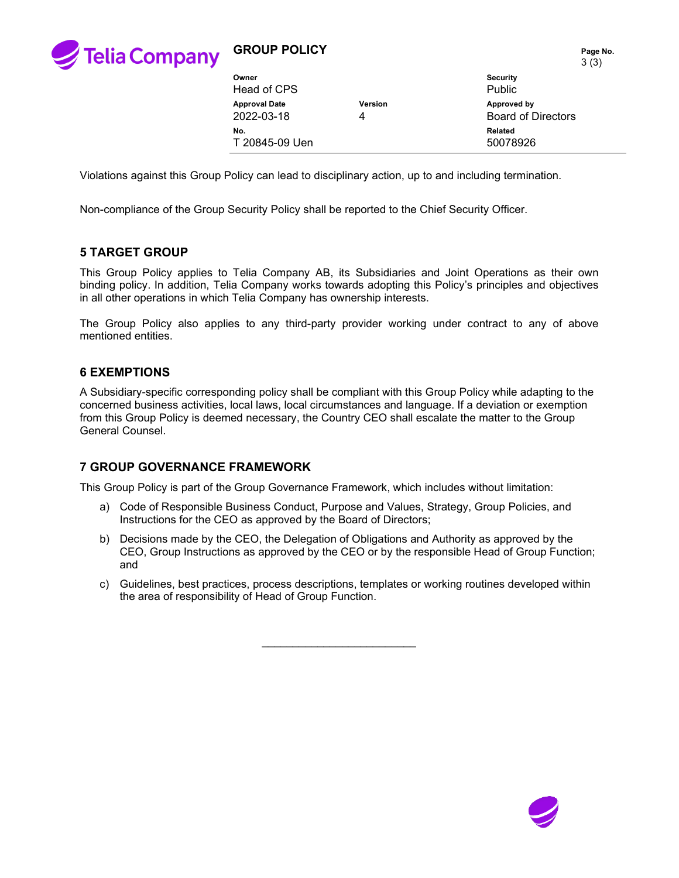Violations against this Group Policy can lead to disciplinary action, up to and including termination.

Non-compliance of the Group Security Policy shall be reported to the Chief Security Officer.

## 5 TARGET GROUP

This Group Policy applies to Telia Company AB, its Subsidiaries and Joint Operations as their own binding policy. In addition, Telia Company works towards adopting this Policy's principles and objectives in all other operations in which Telia Company has ownership interests.

The Group Policy also applies to any third-party provider working under contract to any of above mentioned entities.

## 6 EXEMPTIONS

A Subsidiary-specific corresponding policy shall be compliant with this Group Policy while adapting to the concerned business activities, local laws, local circumstances and language. If a deviation or exemption from this Group Policy is deemed necessary, the Country CEO shall escalate the matter to the Group General Counsel.

## 7 GROUP GOVERNANCE FRAMEWORK

This Group Policy is part of the Group Governance Framework, which includes without limitation:

a) Code of Responsible Business Conduct, Purpose and Values, Strategy, Group Policies, and Instructions for the CEO as approved by the Board of Directors;

b) Decisions made by the CEO, the Delegation of Obligations and Authority as approved by the CEO, Group Instructions as approved by the CEO or by the responsible Head of Group Function; and

c) Guidelines, best practices, process descriptions, templates or working routines developed within the area of responsibility of Head of Group Function.

\_\_\_\_\_\_\_\_\_\_\_\_\_\_\_\_\_\_\_\_\_\_\_\_\_